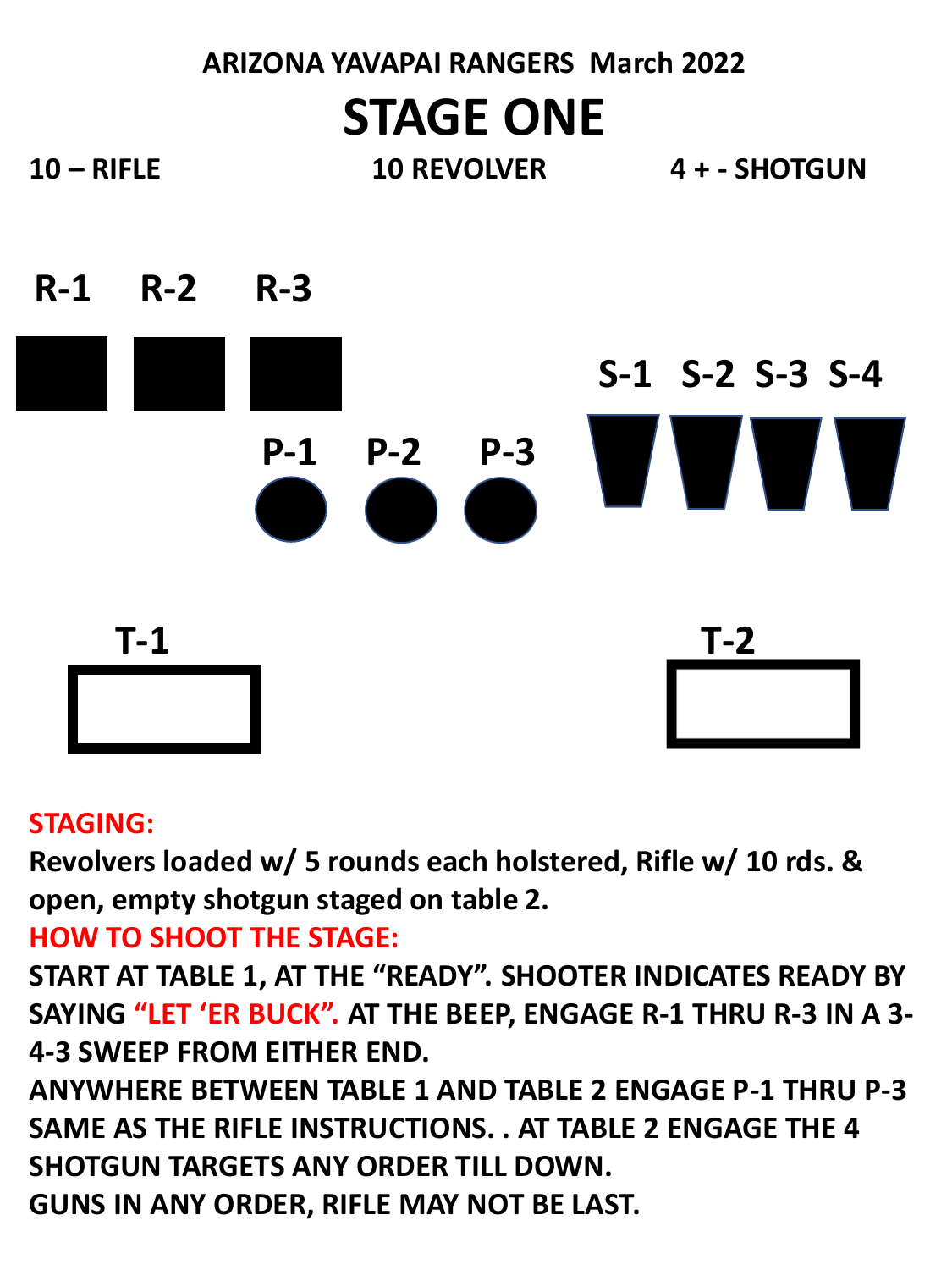ARIZONA YAVAPAI RANGERS March 2022

# STAGE ONE

**10 – RIFLE** **10 REVOLVER** **4 + - SHOTGUN**

R-1 R-2 R-3

S-1 S-2 S-3 S-4

P-1 P-2 P-3

T-1

T-2

**STAGING:**

**Revolvers loaded w/ 5 rounds each holstered, Rifle w/ 10 rds. & open, empty shotgun staged on table 2.**

**HOW TO SHOOT THE STAGE:**

**START AT TABLE 1, AT THE "READY". SHOOTER INDICATES READY BY SAYING "LET 'ER BUCK". AT THE BEEP, ENGAGE R-1 THRU R-3 IN A 3-4-3 SWEEP FROM EITHER END.**

**ANYWHERE BETWEEN TABLE 1 AND TABLE 2 ENGAGE P-1 THRU P-3 SAME AS THE RIFLE INSTRUCTIONS. . AT TABLE 2 ENGAGE THE 4 SHOTGUN TARGETS ANY ORDER TILL DOWN.**

**GUNS IN ANY ORDER, RIFLE MAY NOT BE LAST.**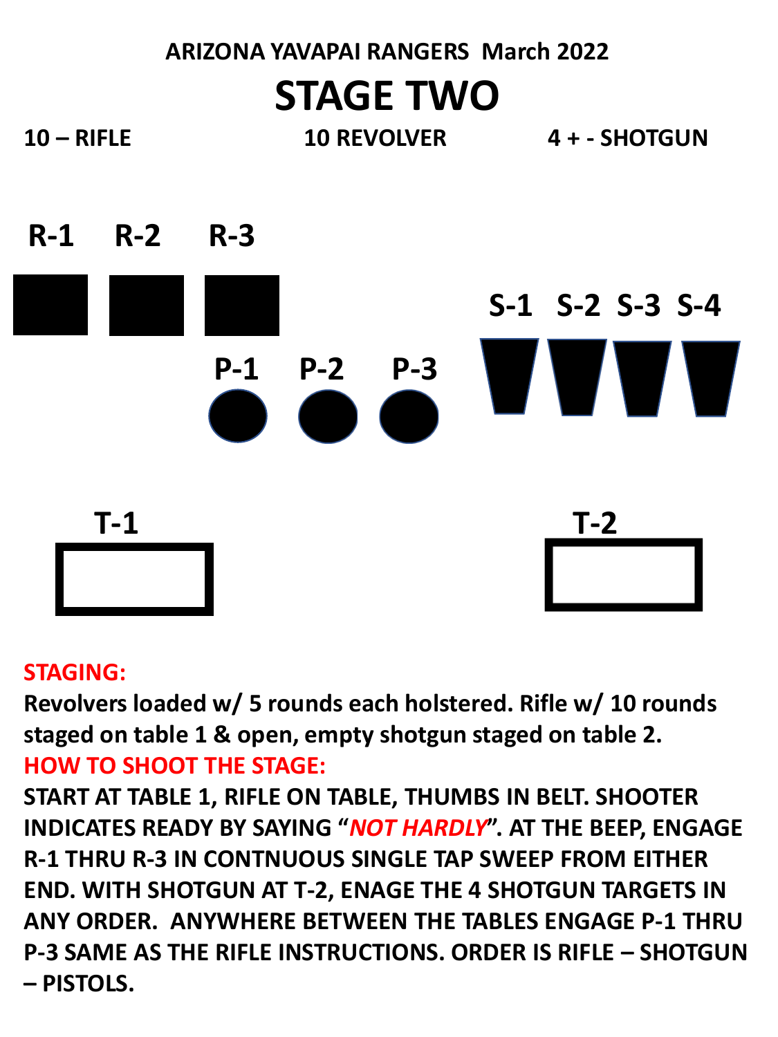ARIZONA YAVAPAI RANGERS March 2022

# STAGE TWO

**10 – RIFLE** **10 REVOLVER** **4 + - SHOTGUN**

**R-1 R-2 R-3**

**S-1 S-2 S-3 S-4**

**P-1 P-2 P-3**

**T-1**

**T-2**

**STAGING:**

**Revolvers loaded w/ 5 rounds each holstered. Rifle w/ 10 rounds staged on table 1 & open, empty shotgun staged on table 2.**

**HOW TO SHOOT THE STAGE:**

**START AT TABLE 1, RIFLE ON TABLE, THUMBS IN BELT. SHOOTER INDICATES READY BY SAYING "*NOT HARDLY*". AT THE BEEP, ENGAGE R-1 THRU R-3 IN CONTNUOUS SINGLE TAP SWEEP FROM EITHER END. WITH SHOTGUN AT T-2, ENAGE THE 4 SHOTGUN TARGETS IN ANY ORDER. ANYWHERE BETWEEN THE TABLES ENGAGE P-1 THRU P-3 SAME AS THE RIFLE INSTRUCTIONS. ORDER IS RIFLE – SHOTGUN – PISTOLS.**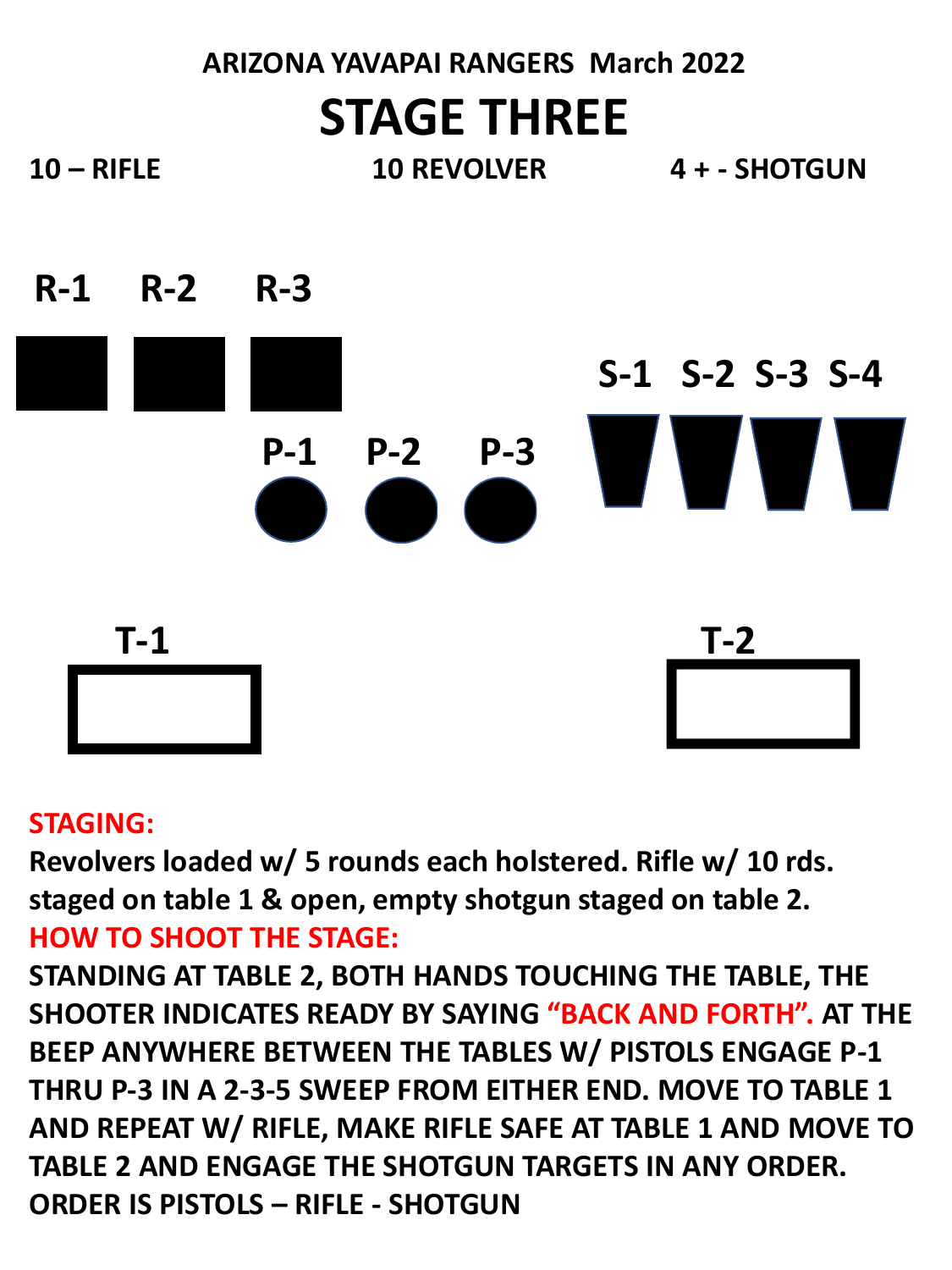**ARIZONA YAVAPAI RANGERS March 2022**

# STAGE THREE

**10 – RIFLE** **10 REVOLVER** **4 + - SHOTGUN**

R-1 R-2 R-3

S-1 S-2 S-3 S-4

P-1 P-2 P-3

T-1

T-2

**STAGING:**

**Revolvers loaded w/ 5 rounds each holstered. Rifle w/ 10 rds. staged on table 1 & open, empty shotgun staged on table 2.**

**HOW TO SHOOT THE STAGE:**

**STANDING AT TABLE 2, BOTH HANDS TOUCHING THE TABLE, THE SHOOTER INDICATES READY BY SAYING "BACK AND FORTH". AT THE BEEP ANYWHERE BETWEEN THE TABLES W/ PISTOLS ENGAGE P-1 THRU P-3 IN A 2-3-5 SWEEP FROM EITHER END. MOVE TO TABLE 1 AND REPEAT W/ RIFLE, MAKE RIFLE SAFE AT TABLE 1 AND MOVE TO TABLE 2 AND ENGAGE THE SHOTGUN TARGETS IN ANY ORDER. ORDER IS PISTOLS – RIFLE - SHOTGUN**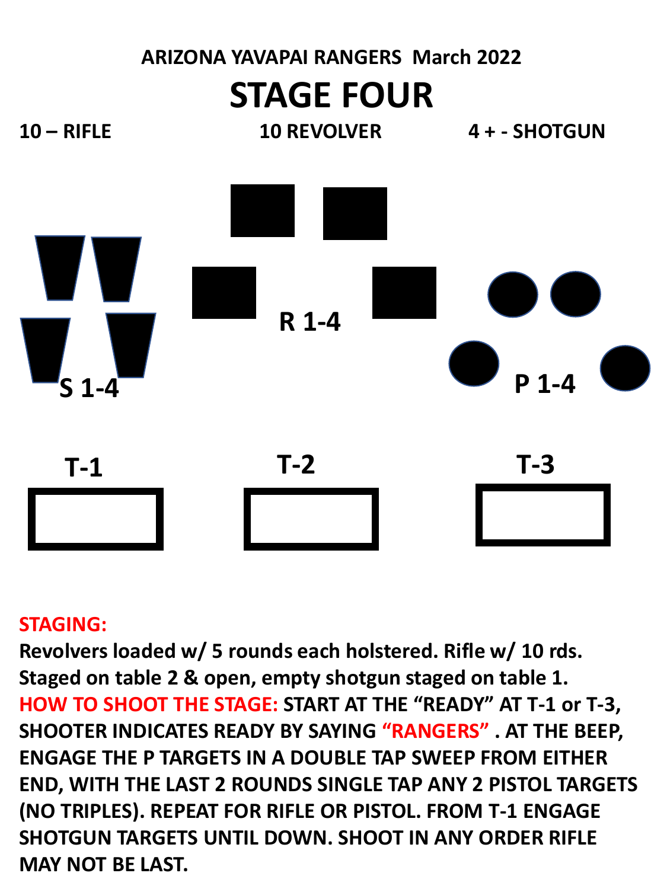ARIZONA YAVAPAI RANGERS March 2022

# STAGE FOUR

**10 – RIFLE** **10 REVOLVER** **4 + - SHOTGUN**

S 1-4

R 1-4

P 1-4

T-1 T-2 T-3

**STAGING:**

**Revolvers loaded w/ 5 rounds each holstered. Rifle w/ 10 rds. Staged on table 2 & open, empty shotgun staged on table 1.**

**HOW TO SHOOT THE STAGE: START AT THE "READY" AT T-1 or T-3, SHOOTER INDICATES READY BY SAYING "RANGERS" . AT THE BEEP, ENGAGE THE P TARGETS IN A DOUBLE TAP SWEEP FROM EITHER END, WITH THE LAST 2 ROUNDS SINGLE TAP ANY 2 PISTOL TARGETS (NO TRIPLES). REPEAT FOR RIFLE OR PISTOL. FROM T-1 ENGAGE SHOTGUN TARGETS UNTIL DOWN. SHOOT IN ANY ORDER RIFLE MAY NOT BE LAST.**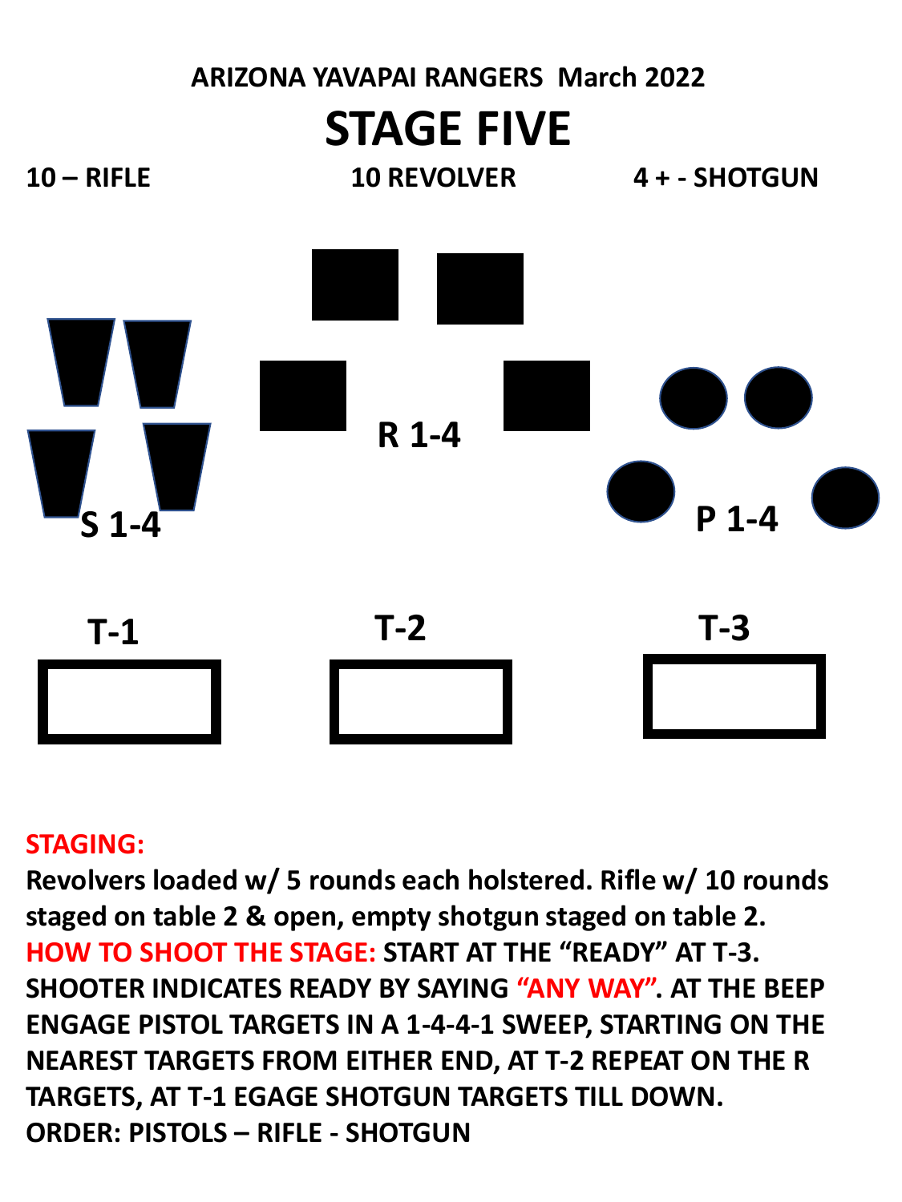ARIZONA YAVAPAI RANGERS March 2022

# STAGE FIVE

**10 – RIFLE** | **10 REVOLVER** | **4 + - SHOTGUN**

S 1-4

R 1-4

P 1-4

T-1

T-2

T-3

**STAGING:**
**Revolvers loaded w/ 5 rounds each holstered. Rifle w/ 10 rounds staged on table 2 & open, empty shotgun staged on table 2.**

**HOW TO SHOOT THE STAGE: START AT THE "READY" AT T-3. SHOOTER INDICATES READY BY SAYING "ANY WAY". AT THE BEEP ENGAGE PISTOL TARGETS IN A 1-4-4-1 SWEEP, STARTING ON THE NEAREST TARGETS FROM EITHER END, AT T-2 REPEAT ON THE R TARGETS, AT T-1 EGAGE SHOTGUN TARGETS TILL DOWN.**

**ORDER: PISTOLS – RIFLE - SHOTGUN**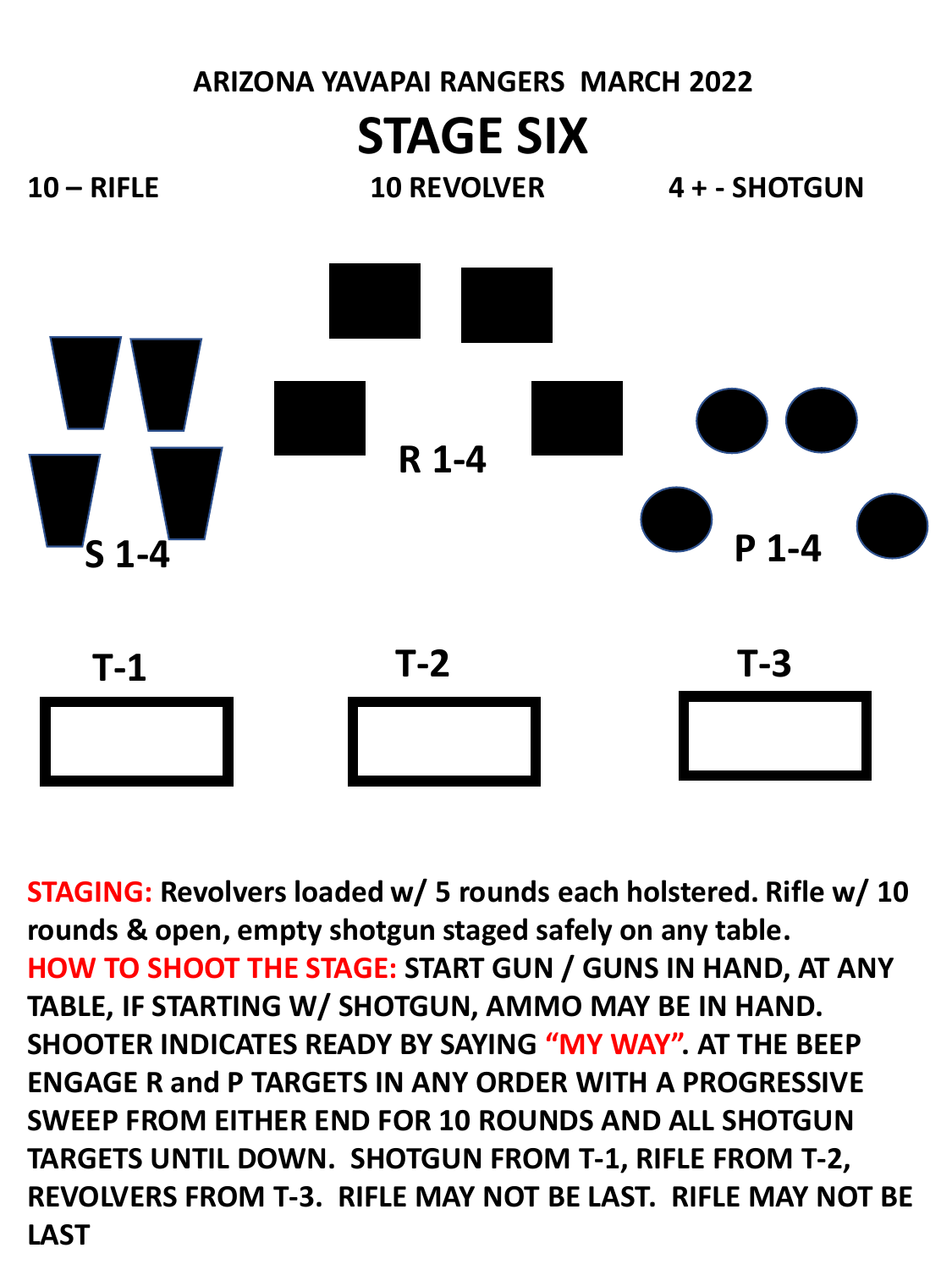ARIZONA YAVAPAI RANGERS  MARCH 2022

# STAGE SIX

**10 – RIFLE**  **10 REVOLVER**  **4 + - SHOTGUN**

S 1-4

R 1-4

P 1-4

T-1

T-2

T-3

**STAGING:** Revolvers loaded w/ 5 rounds each holstered. Rifle w/ 10 rounds & open, empty shotgun staged safely on any table.

**HOW TO SHOOT THE STAGE:** START GUN / GUNS IN HAND, AT ANY TABLE, IF STARTING W/ SHOTGUN, AMMO MAY BE IN HAND. SHOOTER INDICATES READY BY SAYING "MY WAY". AT THE BEEP ENGAGE R and P TARGETS IN ANY ORDER WITH A PROGRESSIVE SWEEP FROM EITHER END FOR 10 ROUNDS AND ALL SHOTGUN TARGETS UNTIL DOWN. SHOTGUN FROM T-1, RIFLE FROM T-2, REVOLVERS FROM T-3. RIFLE MAY NOT BE LAST. RIFLE MAY NOT BE LAST